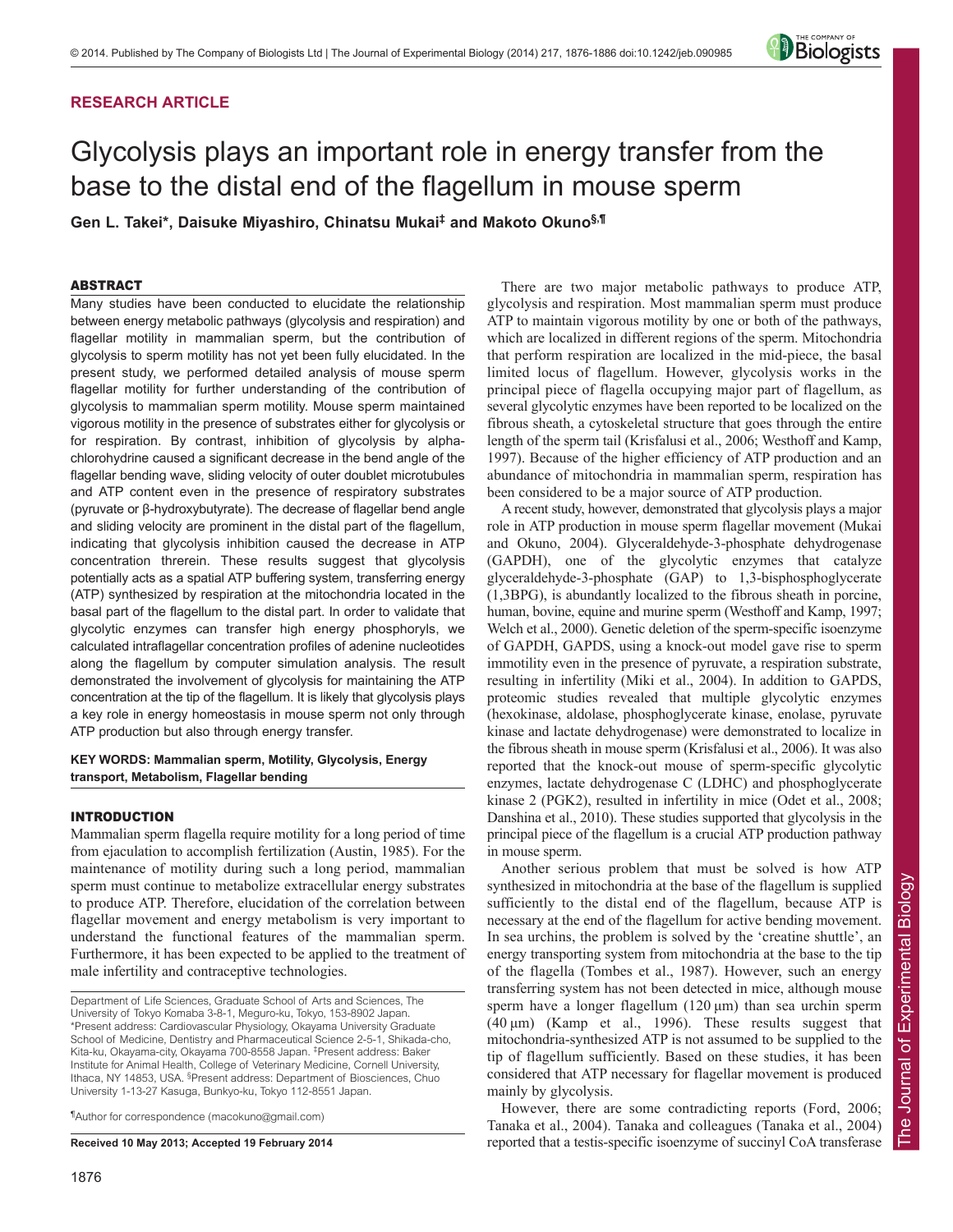RESEARCH ARTICLE

# Glycolysis plays an important role in energy transfer from the base to the distal end of the flagellum in mouse sperm

**Gen L. Takei*, Daisuke Miyashiro, Chinatsu Mukai‡ and Makoto Okuno§,¶**

## ABSTRACT

Many studies have been conducted to elucidate the relationship between energy metabolic pathways (glycolysis and respiration) and flagellar motility in mammalian sperm, but the contribution of glycolysis to sperm motility has not yet been fully elucidated. In the present study, we performed detailed analysis of mouse sperm flagellar motility for further understanding of the contribution of glycolysis to mammalian sperm motility. Mouse sperm maintained vigorous motility in the presence of substrates either for glycolysis or for respiration. By contrast, inhibition of glycolysis by alpha-chlorohydrine caused a significant decrease in the bend angle of the flagellar bending wave, sliding velocity of outer doublet microtubules and ATP content even in the presence of respiratory substrates (pyruvate or β-hydroxybutyrate). The decrease of flagellar bend angle and sliding velocity are prominent in the distal part of the flagellum, indicating that glycolysis inhibition caused the decrease in ATP concentration threrein. These results suggest that glycolysis potentially acts as a spatial ATP buffering system, transferring energy (ATP) synthesized by respiration at the mitochondria located in the basal part of the flagellum to the distal part. In order to validate that glycolytic enzymes can transfer high energy phosphoryls, we calculated intraflagellar concentration profiles of adenine nucleotides along the flagellum by computer simulation analysis. The result demonstrated the involvement of glycolysis for maintaining the ATP concentration at the tip of the flagellum. It is likely that glycolysis plays a key role in energy homeostasis in mouse sperm not only through ATP production but also through energy transfer.

**KEY WORDS: Mammalian sperm, Motility, Glycolysis, Energy transport, Metabolism, Flagellar bending**

## INTRODUCTION

Mammalian sperm flagella require motility for a long period of time from ejaculation to accomplish fertilization (Austin, 1985). For the maintenance of motility during such a long period, mammalian sperm must continue to metabolize extracellular energy substrates to produce ATP. Therefore, elucidation of the correlation between flagellar movement and energy metabolism is very important to understand the functional features of the mammalian sperm. Furthermore, it has been expected to be applied to the treatment of male infertility and contraceptive technologies.

Department of Life Sciences, Graduate School of Arts and Sciences, The University of Tokyo Komaba 3-8-1, Meguro-ku, Tokyo, 153-8902 Japan. *Present address: Cardiovascular Physiology, Okayama University Graduate School of Medicine, Dentistry and Pharmaceutical Science 2-5-1, Shikada-cho, Kita-ku, Okayama-city, Okayama 700-8558 Japan. ‡Present address: Baker Institute for Animal Health, College of Veterinary Medicine, Cornell University, Ithaca, NY 14853, USA. §Present address: Department of Biosciences, Chuo University 1-13-27 Kasuga, Bunkyo-ku, Tokyo 112-8551 Japan.

¶Author for correspondence (macokuno@gmail.com)

**Received 10 May 2013; Accepted 19 February 2014**

There are two major metabolic pathways to produce ATP, glycolysis and respiration. Most mammalian sperm must produce ATP to maintain vigorous motility by one or both of the pathways, which are localized in different regions of the sperm. Mitochondria that perform respiration are localized in the mid-piece, the basal limited locus of flagellum. However, glycolysis works in the principal piece of flagella occupying major part of flagellum, as several glycolytic enzymes have been reported to be localized on the fibrous sheath, a cytoskeletal structure that goes through the entire length of the sperm tail (Krisfalusi et al., 2006; Westhoff and Kamp, 1997). Because of the higher efficiency of ATP production and an abundance of mitochondria in mammalian sperm, respiration has been considered to be a major source of ATP production.

A recent study, however, demonstrated that glycolysis plays a major role in ATP production in mouse sperm flagellar movement (Mukai and Okuno, 2004). Glyceraldehyde-3-phosphate dehydrogenase (GAPDH), one of the glycolytic enzymes that catalyze glyceraldehyde-3-phosphate (GAP) to 1,3-bisphosphoglycerate (1,3BPG), is abundantly localized to the fibrous sheath in porcine, human, bovine, equine and murine sperm (Westhoff and Kamp, 1997; Welch et al., 2000). Genetic deletion of the sperm-specific isoenzyme of GAPDH, GAPDS, using a knock-out model gave rise to sperm immotility even in the presence of pyruvate, a respiration substrate, resulting in infertility (Miki et al., 2004). In addition to GAPDS, proteomic studies revealed that multiple glycolytic enzymes (hexokinase, aldolase, phosphoglycerate kinase, enolase, pyruvate kinase and lactate dehydrogenase) were demonstrated to localize in the fibrous sheath in mouse sperm (Krisfalusi et al., 2006). It was also reported that the knock-out mouse of sperm-specific glycolytic enzymes, lactate dehydrogenase C (LDHC) and phosphoglycerate kinase 2 (PGK2), resulted in infertility in mice (Odet et al., 2008; Danshina et al., 2010). These studies supported that glycolysis in the principal piece of the flagellum is a crucial ATP production pathway in mouse sperm.

Another serious problem that must be solved is how ATP synthesized in mitochondria at the base of the flagellum is supplied sufficiently to the distal end of the flagellum, because ATP is necessary at the end of the flagellum for active bending movement. In sea urchins, the problem is solved by the 'creatine shuttle', an energy transporting system from mitochondria at the base to the tip of the flagella (Tombes et al., 1987). However, such an energy transferring system has not been detected in mice, although mouse sperm have a longer flagellum (120 µm) than sea urchin sperm (40 µm) (Kamp et al., 1996). These results suggest that mitochondria-synthesized ATP is not assumed to be supplied to the tip of flagellum sufficiently. Based on these studies, it has been considered that ATP necessary for flagellar movement is produced mainly by glycolysis.

However, there are some contradicting reports (Ford, 2006; Tanaka et al., 2004). Tanaka and colleagues (Tanaka et al., 2004) reported that a testis-specific isoenzyme of succinyl CoA transferase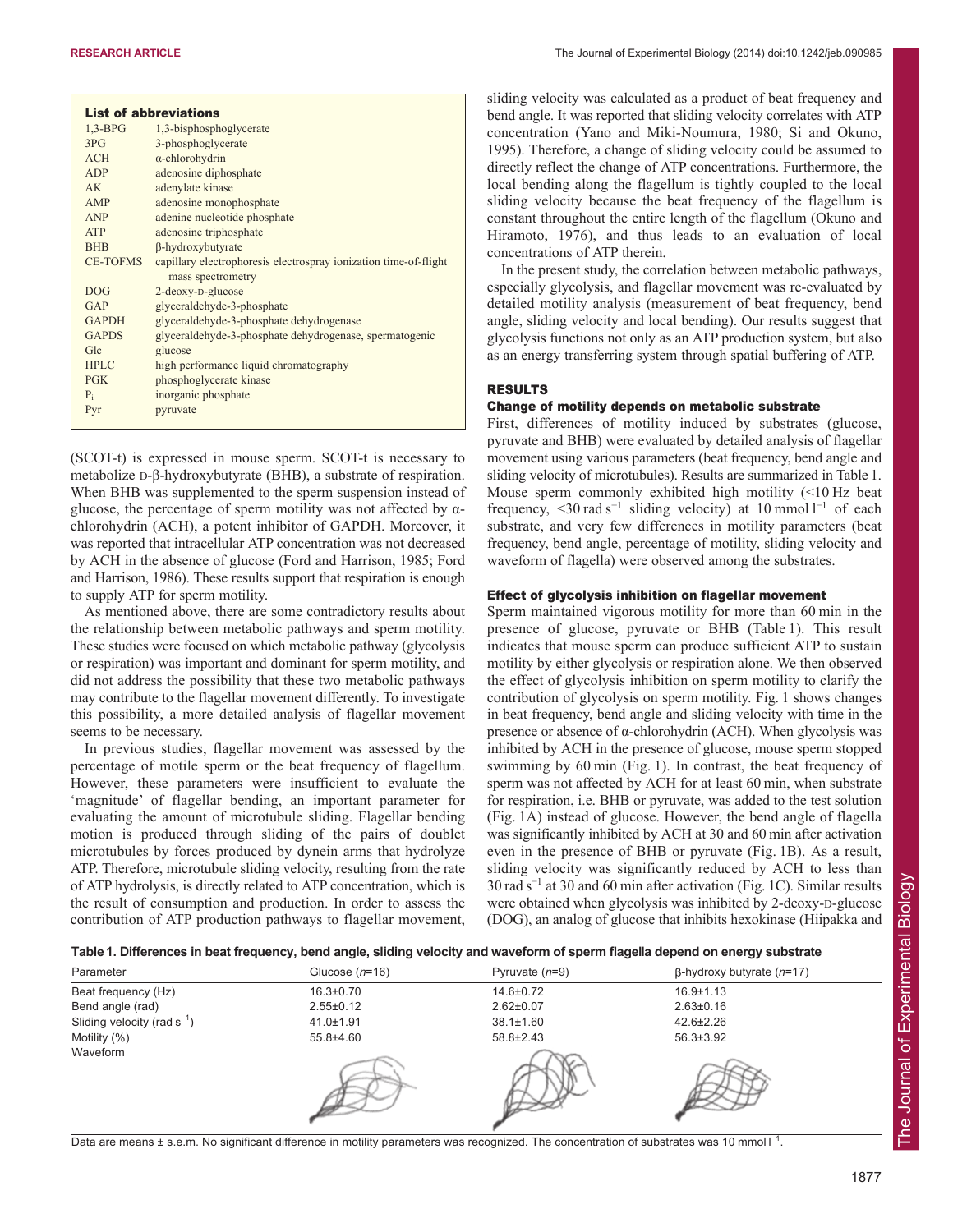**List of abbreviations**

| | |
|---|---|
| 1,3-BPG | 1,3-bisphosphoglycerate |
| 3PG | 3-phosphoglycerate |
| ACH | α-chlorohydrin |
| ADP | adenosine diphosphate |
| AK | adenylate kinase |
| AMP | adenosine monophosphate |
| ANP | adenine nucleotide phosphate |
| ATP | adenosine triphosphate |
| BHB | β-hydroxybutyrate |
| CE-TOFMS | capillary electrophoresis electrospray ionization time-of-flight mass spectrometry |
| DOG | 2-deoxy-D-glucose |
| GAP | glyceraldehyde-3-phosphate |
| GAPDH | glyceraldehyde-3-phosphate dehydrogenase |
| GAPDS | glyceraldehyde-3-phosphate dehydrogenase, spermatogenic |
| Glc | glucose |
| HPLC | high performance liquid chromatography |
| PGK | phosphoglycerate kinase |
| $P_i$ | inorganic phosphate |
| Pyr | pyruvate |

(SCOT-t) is expressed in mouse sperm. SCOT-t is necessary to metabolize D-β-hydroxybutyrate (BHB), a substrate of respiration. When BHB was supplemented to the sperm suspension instead of glucose, the percentage of sperm motility was not affected by α-chlorohydrin (ACH), a potent inhibitor of GAPDH. Moreover, it was reported that intracellular ATP concentration was not decreased by ACH in the absence of glucose (Ford and Harrison, 1985; Ford and Harrison, 1986). These results support that respiration is enough to supply ATP for sperm motility.

As mentioned above, there are some contradictory results about the relationship between metabolic pathways and sperm motility. These studies were focused on which metabolic pathway (glycolysis or respiration) was important and dominant for sperm motility, and did not address the possibility that these two metabolic pathways may contribute to the flagellar movement differently. To investigate this possibility, a more detailed analysis of flagellar movement seems to be necessary.

In previous studies, flagellar movement was assessed by the percentage of motile sperm or the beat frequency of flagellum. However, these parameters were insufficient to evaluate the 'magnitude' of flagellar bending, an important parameter for evaluating the amount of microtubule sliding. Flagellar bending motion is produced through sliding of the pairs of doublet microtubules by forces produced by dynein arms that hydrolyze ATP. Therefore, microtubule sliding velocity, resulting from the rate of ATP hydrolysis, is directly related to ATP concentration, which is the result of consumption and production. In order to assess the contribution of ATP production pathways to flagellar movement, sliding velocity was calculated as a product of beat frequency and bend angle. It was reported that sliding velocity correlates with ATP concentration (Yano and Miki-Noumura, 1980; Si and Okuno, 1995). Therefore, a change of sliding velocity could be assumed to directly reflect the change of ATP concentrations. Furthermore, the local bending along the flagellum is tightly coupled to the local sliding velocity because the beat frequency of the flagellum is constant throughout the entire length of the flagellum (Okuno and Hiramoto, 1976), and thus leads to an evaluation of local concentrations of ATP therein.

In the present study, the correlation between metabolic pathways, especially glycolysis, and flagellar movement was re-evaluated by detailed motility analysis (measurement of beat frequency, bend angle, sliding velocity and local bending). Our results suggest that glycolysis functions not only as an ATP production system, but also as an energy transferring system through spatial buffering of ATP.

## RESULTS

### Change of motility depends on metabolic substrate

First, differences of motility induced by substrates (glucose, pyruvate and BHB) were evaluated by detailed analysis of flagellar movement using various parameters (beat frequency, bend angle and sliding velocity of microtubules). Results are summarized in Table 1. Mouse sperm commonly exhibited high motility (<10 Hz beat frequency, <30 rad $s^{-1}$ sliding velocity) at 10 mmol $l^{-1}$ of each substrate, and very few differences in motility parameters (beat frequency, bend angle, percentage of motility, sliding velocity and waveform of flagella) were observed among the substrates.

### Effect of glycolysis inhibition on flagellar movement

Sperm maintained vigorous motility for more than 60 min in the presence of glucose, pyruvate or BHB (Table 1). This result indicates that mouse sperm can produce sufficient ATP to sustain motility by either glycolysis or respiration alone. We then observed the effect of glycolysis inhibition on sperm motility to clarify the contribution of glycolysis on sperm motility. Fig. 1 shows changes in beat frequency, bend angle and sliding velocity with time in the presence or absence of α-chlorohydrin (ACH). When glycolysis was inhibited by ACH in the presence of glucose, mouse sperm stopped swimming by 60 min (Fig. 1). In contrast, the beat frequency of sperm was not affected by ACH for at least 60 min, when substrate for respiration, i.e. BHB or pyruvate, was added to the test solution (Fig. 1A) instead of glucose. However, the bend angle of flagella was significantly inhibited by ACH at 30 and 60 min after activation even in the presence of BHB or pyruvate (Fig. 1B). As a result, sliding velocity was significantly reduced by ACH to less than 30 rad $s^{-1}$ at 30 and 60 min after activation (Fig. 1C). Similar results were obtained when glycolysis was inhibited by 2-deoxy-D-glucose (DOG), an analog of glucose that inhibits hexokinase (Hiipakka and

**Table 1. Differences in beat frequency, bend angle, sliding velocity and waveform of sperm flagella depend on energy substrate**

| Parameter | Glucose (*n*=16) | Pyruvate (*n*=9) | β-hydroxy butyrate (*n*=17) |
|---|---|---|---|
| Beat frequency (Hz) | 16.3±0.70 | 14.6±0.72 | 16.9±1.13 |
| Bend angle (rad) | 2.55±0.12 | 2.62±0.07 | 2.63±0.16 |
| Sliding velocity (rad $s^{-1}$) | 41.0±1.91 | 38.1±1.60 | 42.6±2.26 |
| Motility (%) | 55.8±4.60 | 58.8±2.43 | 56.3±3.92 |
| Waveform | | | |

Data are means ± s.e.m. No significant difference in motility parameters was recognized. The concentration of substrates was 10 mmol $l^{-1}$.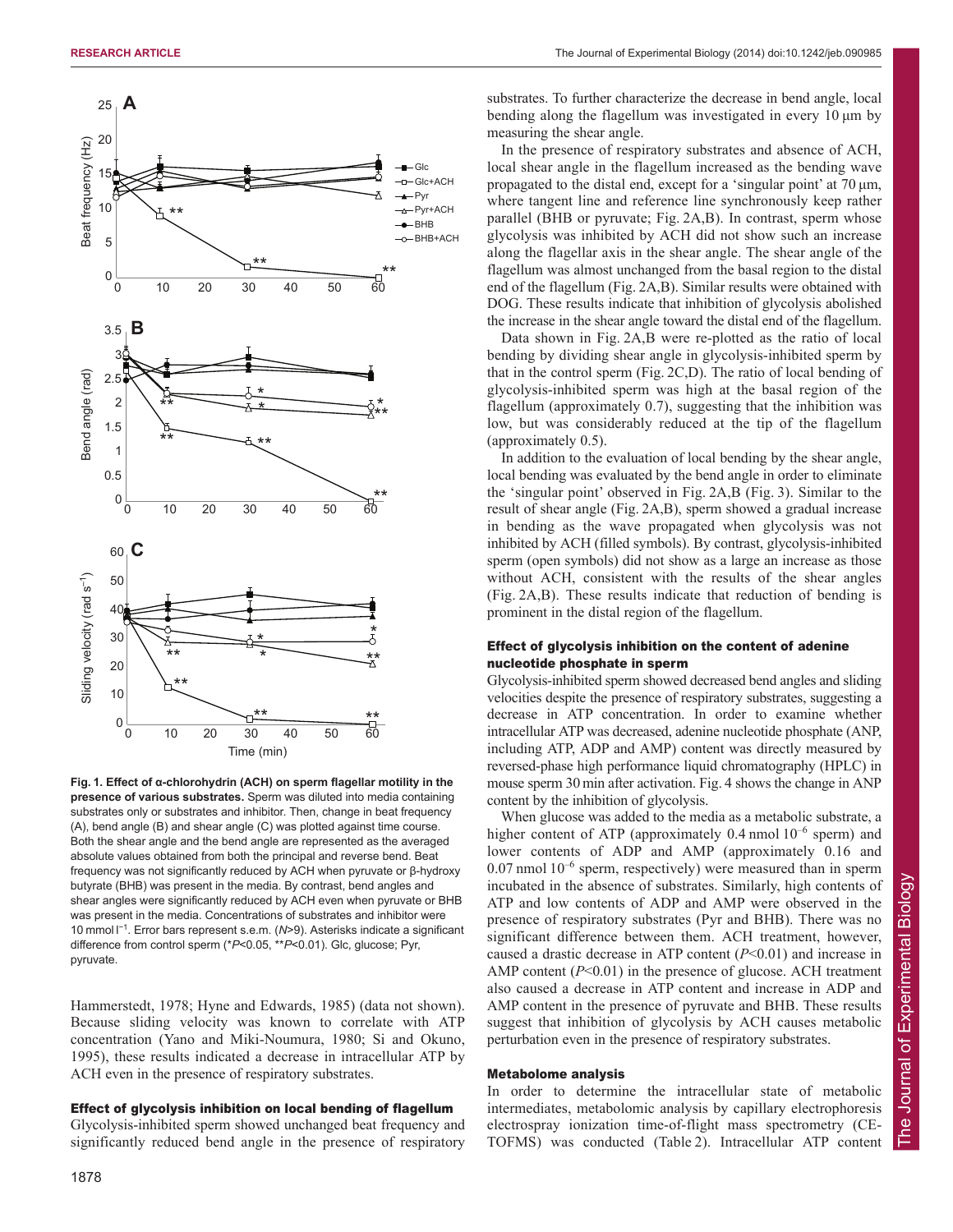Fig. 1. **Effect of α-chlorohydrin (ACH) on sperm flagellar motility in the presence of various substrates.** Sperm was diluted into media containing substrates only or substrates and inhibitor. Then, change in beat frequency (A), bend angle (B) and shear angle (C) was plotted against time course. Both the shear angle and the bend angle are represented as the averaged absolute values obtained from both the principal and reverse bend. Beat frequency was not significantly reduced by ACH when pyruvate or β-hydroxy butyrate (BHB) was present in the media. By contrast, bend angles and shear angles were significantly reduced by ACH even when pyruvate or BHB was present in the media. Concentrations of substrates and inhibitor were 10 mmol $l^{-1}$. Error bars represent s.e.m. ($N$>9). Asterisks indicate a significant difference from control sperm (*$P$<0.05, **$P$<0.01). Glc, glucose; Pyr, pyruvate.

Hammerstedt, 1978; Hyne and Edwards, 1985) (data not shown). Because sliding velocity was known to correlate with ATP concentration (Yano and Miki-Noumura, 1980; Si and Okuno, 1995), these results indicated a decrease in intracellular ATP by ACH even in the presence of respiratory substrates.

### Effect of glycolysis inhibition on local bending of flagellum

Glycolysis-inhibited sperm showed unchanged beat frequency and significantly reduced bend angle in the presence of respiratory substrates. To further characterize the decrease in bend angle, local bending along the flagellum was investigated in every 10 μm by measuring the shear angle.

In the presence of respiratory substrates and absence of ACH, local shear angle in the flagellum increased as the bending wave propagated to the distal end, except for a 'singular point' at 70 μm, where tangent line and reference line synchronously keep rather parallel (BHB or pyruvate; Fig. 2A,B). In contrast, sperm whose glycolysis was inhibited by ACH did not show such an increase along the flagellar axis in the shear angle. The shear angle of the flagellum was almost unchanged from the basal region to the distal end of the flagellum (Fig. 2A,B). Similar results were obtained with DOG. These results indicate that inhibition of glycolysis abolished the increase in the shear angle toward the distal end of the flagellum.

Data shown in Fig. 2A,B were re-plotted as the ratio of local bending by dividing shear angle in glycolysis-inhibited sperm by that in the control sperm (Fig. 2C,D). The ratio of local bending of glycolysis-inhibited sperm was high at the basal region of the flagellum (approximately 0.7), suggesting that the inhibition was low, but was considerably reduced at the tip of the flagellum (approximately 0.5).

In addition to the evaluation of local bending by the shear angle, local bending was evaluated by the bend angle in order to eliminate the 'singular point' observed in Fig. 2A,B (Fig. 3). Similar to the result of shear angle (Fig. 2A,B), sperm showed a gradual increase in bending as the wave propagated when glycolysis was not inhibited by ACH (filled symbols). By contrast, glycolysis-inhibited sperm (open symbols) did not show as a large an increase as those without ACH, consistent with the results of the shear angles (Fig. 2A,B). These results indicate that reduction of bending is prominent in the distal region of the flagellum.

### Effect of glycolysis inhibition on the content of adenine nucleotide phosphate in sperm

Glycolysis-inhibited sperm showed decreased bend angles and sliding velocities despite the presence of respiratory substrates, suggesting a decrease in ATP concentration. In order to examine whether intracellular ATP was decreased, adenine nucleotide phosphate (ANP, including ATP, ADP and AMP) content was directly measured by reversed-phase high performance liquid chromatography (HPLC) in mouse sperm 30 min after activation. Fig. 4 shows the change in ANP content by the inhibition of glycolysis.

When glucose was added to the media as a metabolic substrate, a higher content of ATP (approximately 0.4 nmol $10^{-6}$ sperm) and lower contents of ADP and AMP (approximately 0.16 and 0.07 nmol $10^{-6}$ sperm, respectively) were measured than in sperm incubated in the absence of substrates. Similarly, high contents of ATP and low contents of ADP and AMP were observed in the presence of respiratory substrates (Pyr and BHB). There was no significant difference between them. ACH treatment, however, caused a drastic decrease in ATP content ($P$<0.01) and increase in AMP content ($P$<0.01) in the presence of glucose. ACH treatment also caused a decrease in ATP content and increase in ADP and AMP content in the presence of pyruvate and BHB. These results suggest that inhibition of glycolysis by ACH causes metabolic perturbation even in the presence of respiratory substrates.

### Metabolome analysis

In order to determine the intracellular state of metabolic intermediates, metabolomic analysis by capillary electrophoresis electrospray ionization time-of-flight mass spectrometry (CE-TOFMS) was conducted (Table 2). Intracellular ATP content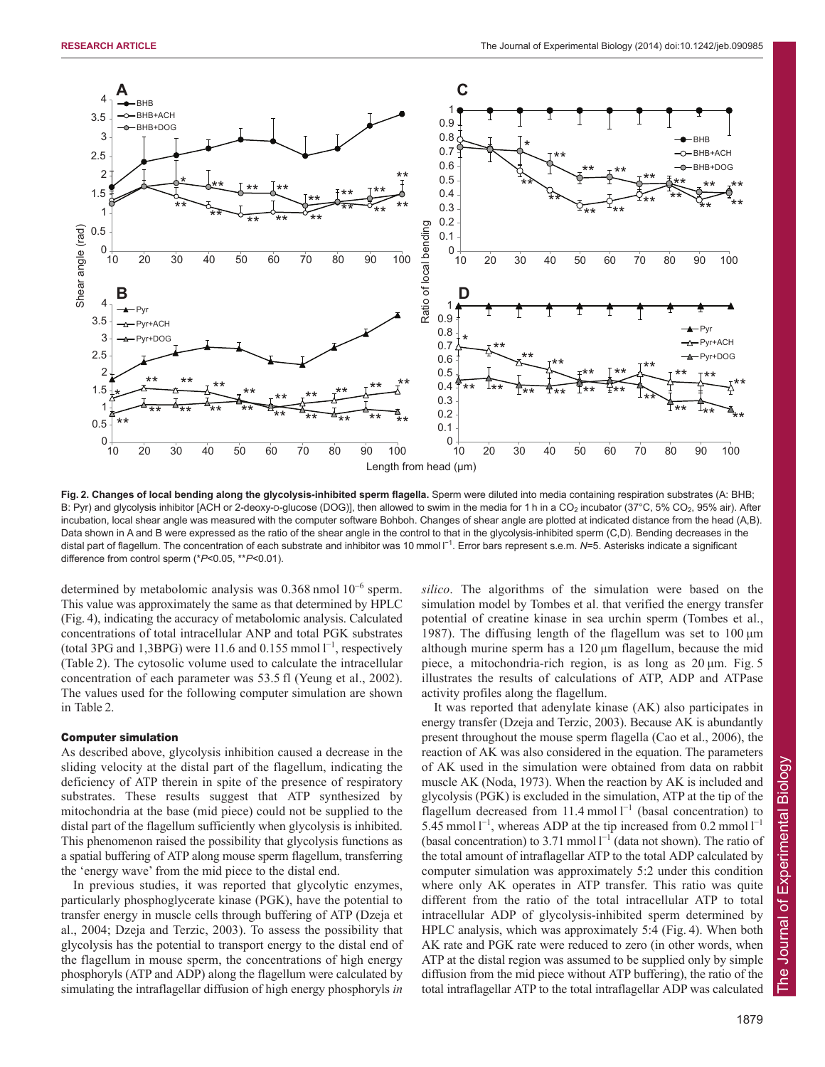Fig. 2. Changes of local bending along the glycolysis-inhibited sperm flagella. Sperm were diluted into media containing respiration substrates (A: BHB; B: Pyr) and glycolysis inhibitor [ACH or 2-deoxy-D-glucose (DOG)], then allowed to swim in the media for 1 h in a $CO_2$ incubator (37°C, 5% $CO_2$, 95% air). After incubation, local shear angle was measured with the computer software Bohboh. Changes of shear angle are plotted at indicated distance from the head (A,B). Data shown in A and B were expressed as the ratio of the shear angle in the control to that in the glycolysis-inhibited sperm (C,D). Bending decreases in the distal part of flagellum. The concentration of each substrate and inhibitor was 10 mmol $l^{-1}$. Error bars represent s.e.m. *N*=5. Asterisks indicate a significant difference from control sperm (\**P*<0.05, \*\**P*<0.01).

determined by metabolomic analysis was 0.368 nmol $10^{-6}$ sperm. This value was approximately the same as that determined by HPLC (Fig. 4), indicating the accuracy of metabolomic analysis. Calculated concentrations of total intracellular ANP and total PGK substrates (total 3PG and 1,3BPG) were 11.6 and 0.155 mmol $l^{-1}$, respectively (Table 2). The cytosolic volume used to calculate the intracellular concentration of each parameter was 53.5 fl (Yeung et al., 2002). The values used for the following computer simulation are shown in Table 2.

### Computer simulation

As described above, glycolysis inhibition caused a decrease in the sliding velocity at the distal part of the flagellum, indicating the deficiency of ATP therein in spite of the presence of respiratory substrates. These results suggest that ATP synthesized by mitochondria at the base (mid piece) could not be supplied to the distal part of the flagellum sufficiently when glycolysis is inhibited. This phenomenon raised the possibility that glycolysis functions as a spatial buffering of ATP along mouse sperm flagellum, transferring the 'energy wave' from the mid piece to the distal end.

In previous studies, it was reported that glycolytic enzymes, particularly phosphoglycerate kinase (PGK), have the potential to transfer energy in muscle cells through buffering of ATP (Dzeja et al., 2004; Dzeja and Terzic, 2003). To assess the possibility that glycolysis has the potential to transport energy to the distal end of the flagellum in mouse sperm, the concentrations of high energy phosphoryls (ATP and ADP) along the flagellum were calculated by simulating the intraflagellar diffusion of high energy phosphoryls *in silico*. The algorithms of the simulation were based on the simulation model by Tombes et al. that verified the energy transfer potential of creatine kinase in sea urchin sperm (Tombes et al., 1987). The diffusing length of the flagellum was set to 100 µm although murine sperm has a 120 µm flagellum, because the mid piece, a mitochondria-rich region, is as long as 20 µm. Fig. 5 illustrates the results of calculations of ATP, ADP and ATPase activity profiles along the flagellum.

It was reported that adenylate kinase (AK) also participates in energy transfer (Dzeja and Terzic, 2003). Because AK is abundantly present throughout the mouse sperm flagella (Cao et al., 2006), the reaction of AK was also considered in the equation. The parameters of AK used in the simulation were obtained from data on rabbit muscle AK (Noda, 1973). When the reaction by AK is included and glycolysis (PGK) is excluded in the simulation, ATP at the tip of the flagellum decreased from 11.4 mmol $l^{-1}$ (basal concentration) to 5.45 mmol $l^{-1}$, whereas ADP at the tip increased from 0.2 mmol $l^{-1}$ (basal concentration) to 3.71 mmol $l^{-1}$ (data not shown). The ratio of the total amount of intraflagellar ATP to the total ADP calculated by computer simulation was approximately 5:2 under this condition where only AK operates in ATP transfer. This ratio was quite different from the ratio of the total intracellular ATP to total intracellular ADP of glycolysis-inhibited sperm determined by HPLC analysis, which was approximately 5:4 (Fig. 4). When both AK rate and PGK rate were reduced to zero (in other words, when ATP at the distal region was assumed to be supplied only by simple diffusion from the mid piece without ATP buffering), the ratio of the total intraflagellar ATP to the total intraflagellar ADP was calculated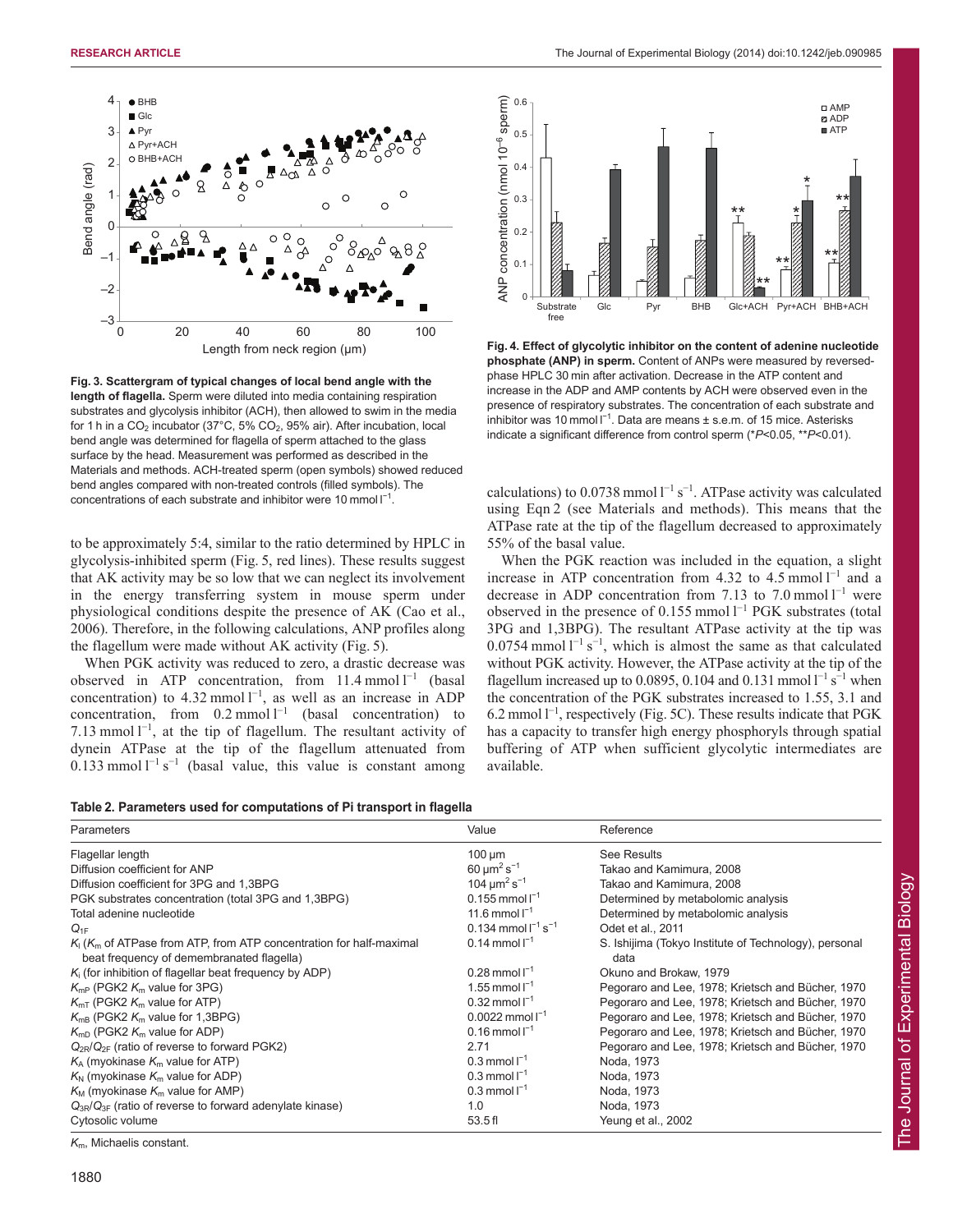Fig. 3. Scattergram of typical changes of local bend angle with the length of flagella. Sperm were diluted into media containing respiration substrates and glycolysis inhibitor (ACH), then allowed to swim in the media for 1 h in a $CO_2$ incubator (37°C, 5% $CO_2$, 95% air). After incubation, local bend angle was determined for flagella of sperm attached to the glass surface by the head. Measurement was performed as described in the Materials and methods. ACH-treated sperm (open symbols) showed reduced bend angles compared with non-treated controls (filled symbols). The concentrations of each substrate and inhibitor were 10 mmol $l^{-1}$.

**Fig. 4. Effect of glycolytic inhibitor on the content of adenine nucleotide phosphate (ANP) in sperm.** Content of ANPs were measured by reversed-phase HPLC 30 min after activation. Decrease in the ATP content and increase in the ADP and AMP contents by ACH were observed even in the presence of respiratory substrates. The concentration of each substrate and inhibitor was 10 mmol $l^{-1}$. Data are means ± s.e.m. of 15 mice. Asterisks indicate a significant difference from control sperm (\*$P$<0.05, \*\*$P$<0.01).

to be approximately 5:4, similar to the ratio determined by HPLC in glycolysis-inhibited sperm (Fig. 5, red lines). These results suggest that AK activity may be so low that we can neglect its involvement in the energy transferring system in mouse sperm under physiological conditions despite the presence of AK (Cao et al., 2006). Therefore, in the following calculations, ANP profiles along the flagellum were made without AK activity (Fig. 5).

When PGK activity was reduced to zero, a drastic decrease was observed in ATP concentration, from 11.4 mmol $l^{-1}$ (basal concentration) to 4.32 mmol $l^{-1}$, as well as an increase in ADP concentration, from 0.2 mmol $l^{-1}$ (basal concentration) to 7.13 mmol $l^{-1}$, at the tip of flagellum. The resultant activity of dynein ATPase at the tip of the flagellum attenuated from 0.133 mmol $l^{-1}$ $s^{-1}$ (basal value, this value is constant among calculations) to 0.0738 mmol $l^{-1}$ $s^{-1}$. ATPase activity was calculated using Eqn 2 (see Materials and methods). This means that the ATPase rate at the tip of the flagellum decreased to approximately 55% of the basal value.

When the PGK reaction was included in the equation, a slight increase in ATP concentration from 4.32 to 4.5 mmol $l^{-1}$ and a decrease in ADP concentration from 7.13 to 7.0 mmol $l^{-1}$ were observed in the presence of 0.155 mmol $l^{-1}$ PGK substrates (total 3PG and 1,3BPG). The resultant ATPase activity at the tip was 0.0754 mmol $l^{-1}$ $s^{-1}$, which is almost the same as that calculated without PGK activity. However, the ATPase activity at the tip of the flagellum increased up to 0.0895, 0.104 and 0.131 mmol $l^{-1}$ $s^{-1}$ when the concentration of the PGK substrates increased to 1.55, 3.1 and 6.2 mmol $l^{-1}$, respectively (Fig. 5C). These results indicate that PGK has a capacity to transfer high energy phosphoryls through spatial buffering of ATP when sufficient glycolytic intermediates are available.

**Table 2. Parameters used for computations of Pi transport in flagella**

| Parameters | Value | Reference |
|---|---|---|
| Flagellar length | 100 µm | See Results |
| Diffusion coefficient for ANP | 60 $\mu m^2$ $s^{-1}$ | Takao and Kamimura, 2008 |
| Diffusion coefficient for 3PG and 1,3BPG | 104 $\mu m^2$ $s^{-1}$ | Takao and Kamimura, 2008 |
| PGK substrates concentration (total 3PG and 1,3BPG) | 0.155 mmol $l^{-1}$ | Determined by metabolomic analysis |
| Total adenine nucleotide | 11.6 mmol $l^{-1}$ | Determined by metabolomic analysis |
| $Q_{1F}$ | 0.134 mmol $l^{-1}$ $s^{-1}$ | Odet et al., 2011 |
| $K_i$ ($K_m$ of ATPase from ATP, from ATP concentration for half-maximal beat frequency of demembranated flagella) | 0.14 mmol $l^{-1}$ | S. Ishijima (Tokyo Institute of Technology), personal data |
| $K_i$ (for inhibition of flagellar beat frequency by ADP) | 0.28 mmol $l^{-1}$ | Okuno and Brokaw, 1979 |
| $K_{mP}$ (PGK2 $K_m$ value for 3PG) | 1.55 mmol $l^{-1}$ | Pegoraro and Lee, 1978; Krietsch and Bücher, 1970 |
| $K_{mT}$ (PGK2 $K_m$ value for ATP) | 0.32 mmol $l^{-1}$ | Pegoraro and Lee, 1978; Krietsch and Bücher, 1970 |
| $K_{mB}$ (PGK2 $K_m$ value for 1,3BPG) | 0.0022 mmol $l^{-1}$ | Pegoraro and Lee, 1978; Krietsch and Bücher, 1970 |
| $K_{mD}$ (PGK2 $K_m$ value for ADP) | 0.16 mmol $l^{-1}$ | Pegoraro and Lee, 1978; Krietsch and Bücher, 1970 |
| $Q_{2R}/Q_{2F}$ (ratio of reverse to forward PGK2) | 2.71 | Pegoraro and Lee, 1978; Krietsch and Bücher, 1970 |
| $K_A$ (myokinase $K_m$ value for ATP) | 0.3 mmol $l^{-1}$ | Noda, 1973 |
| $K_N$ (myokinase $K_m$ value for ADP) | 0.3 mmol $l^{-1}$ | Noda, 1973 |
| $K_M$ (myokinase $K_m$ value for AMP) | 0.3 mmol $l^{-1}$ | Noda, 1973 |
| $Q_{3R}/Q_{3F}$ (ratio of reverse to forward adenylate kinase) | 1.0 | Noda, 1973 |
| Cytosolic volume | 53.5 fl | Yeung et al., 2002 |

$K_m$, Michaelis constant.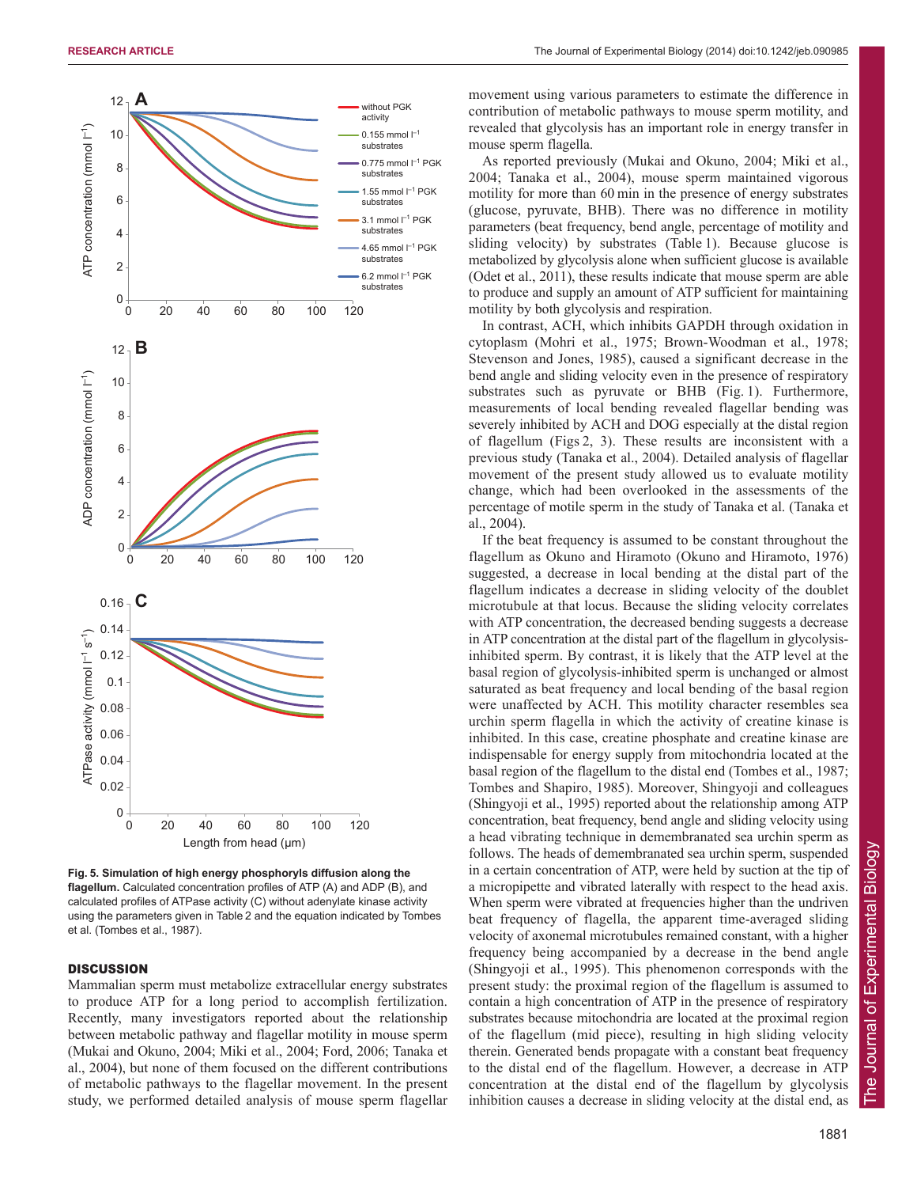**Fig. 5. Simulation of high energy phosphoryls diffusion along the flagellum.** Calculated concentration profiles of ATP (A) and ADP (B), and calculated profiles of ATPase activity (C) without adenylate kinase activity using the parameters given in Table 2 and the equation indicated by Tombes et al. (Tombes et al., 1987).

## DISCUSSION

Mammalian sperm must metabolize extracellular energy substrates to produce ATP for a long period to accomplish fertilization. Recently, many investigators reported about the relationship between metabolic pathway and flagellar motility in mouse sperm (Mukai and Okuno, 2004; Miki et al., 2004; Ford, 2006; Tanaka et al., 2004), but none of them focused on the different contributions of metabolic pathways to the flagellar movement. In the present study, we performed detailed analysis of mouse sperm flagellar movement using various parameters to estimate the difference in contribution of metabolic pathways to mouse sperm motility, and revealed that glycolysis has an important role in energy transfer in mouse sperm flagella.

As reported previously (Mukai and Okuno, 2004; Miki et al., 2004; Tanaka et al., 2004), mouse sperm maintained vigorous motility for more than 60 min in the presence of energy substrates (glucose, pyruvate, BHB). There was no difference in motility parameters (beat frequency, bend angle, percentage of motility and sliding velocity) by substrates (Table 1). Because glucose is metabolized by glycolysis alone when sufficient glucose is available (Odet et al., 2011), these results indicate that mouse sperm are able to produce and supply an amount of ATP sufficient for maintaining motility by both glycolysis and respiration.

In contrast, ACH, which inhibits GAPDH through oxidation in cytoplasm (Mohri et al., 1975; Brown-Woodman et al., 1978; Stevenson and Jones, 1985), caused a significant decrease in the bend angle and sliding velocity even in the presence of respiratory substrates such as pyruvate or BHB (Fig. 1). Furthermore, measurements of local bending revealed flagellar bending was severely inhibited by ACH and DOG especially at the distal region of flagellum (Figs 2, 3). These results are inconsistent with a previous study (Tanaka et al., 2004). Detailed analysis of flagellar movement of the present study allowed us to evaluate motility change, which had been overlooked in the assessments of the percentage of motile sperm in the study of Tanaka et al. (Tanaka et al., 2004).

If the beat frequency is assumed to be constant throughout the flagellum as Okuno and Hiramoto (Okuno and Hiramoto, 1976) suggested, a decrease in local bending at the distal part of the flagellum indicates a decrease in sliding velocity of the doublet microtubule at that locus. Because the sliding velocity correlates with ATP concentration, the decreased bending suggests a decrease in ATP concentration at the distal part of the flagellum in glycolysis-inhibited sperm. By contrast, it is likely that the ATP level at the basal region of glycolysis-inhibited sperm is unchanged or almost saturated as beat frequency and local bending of the basal region were unaffected by ACH. This motility character resembles sea urchin sperm flagella in which the activity of creatine kinase is inhibited. In this case, creatine phosphate and creatine kinase are indispensable for energy supply from mitochondria located at the basal region of the flagellum to the distal end (Tombes et al., 1987; Tombes and Shapiro, 1985). Moreover, Shingyoji and colleagues (Shingyoji et al., 1995) reported about the relationship among ATP concentration, beat frequency, bend angle and sliding velocity using a head vibrating technique in demembranated sea urchin sperm as follows. The heads of demembranated sea urchin sperm, suspended in a certain concentration of ATP, were held by suction at the tip of a micropipette and vibrated laterally with respect to the head axis. When sperm were vibrated at frequencies higher than the undriven beat frequency of flagella, the apparent time-averaged sliding velocity of axonemal microtubules remained constant, with a higher frequency being accompanied by a decrease in the bend angle (Shingyoji et al., 1995). This phenomenon corresponds with the present study: the proximal region of the flagellum is assumed to contain a high concentration of ATP in the presence of respiratory substrates because mitochondria are located at the proximal region of the flagellum (mid piece), resulting in high sliding velocity therein. Generated bends propagate with a constant beat frequency to the distal end of the flagellum. However, a decrease in ATP concentration at the distal end of the flagellum by glycolysis inhibition causes a decrease in sliding velocity at the distal end, as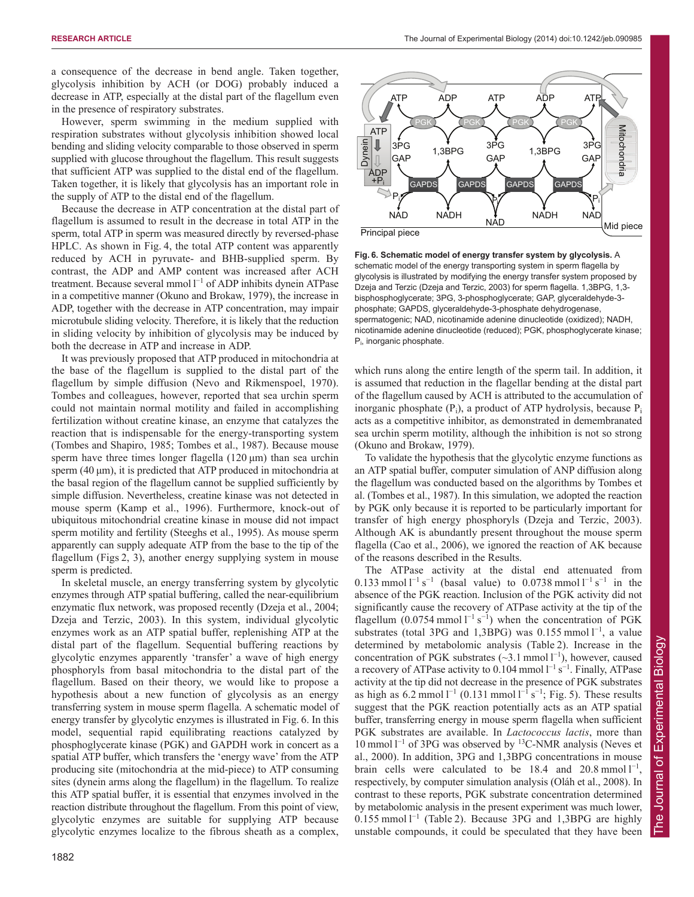a consequence of the decrease in bend angle. Taken together, glycolysis inhibition by ACH (or DOG) probably induced a decrease in ATP, especially at the distal part of the flagellum even in the presence of respiratory substrates.

However, sperm swimming in the medium supplied with respiration substrates without glycolysis inhibition showed local bending and sliding velocity comparable to those observed in sperm supplied with glucose throughout the flagellum. This result suggests that sufficient ATP was supplied to the distal end of the flagellum. Taken together, it is likely that glycolysis has an important role in the supply of ATP to the distal end of the flagellum.

Because the decrease in ATP concentration at the distal part of flagellum is assumed to result in the decrease in total ATP in the sperm, total ATP in sperm was measured directly by reversed-phase HPLC. As shown in Fig. 4, the total ATP content was apparently reduced by ACH in pyruvate- and BHB-supplied sperm. By contrast, the ADP and AMP content was increased after ACH treatment. Because several mmol $l^{-1}$ of ADP inhibits dynein ATPase in a competitive manner (Okuno and Brokaw, 1979), the increase in ADP, together with the decrease in ATP concentration, may impair microtubule sliding velocity. Therefore, it is likely that the reduction in sliding velocity by inhibition of glycolysis may be induced by both the decrease in ATP and increase in ADP.

It was previously proposed that ATP produced in mitochondria at the base of the flagellum is supplied to the distal part of the flagellum by simple diffusion (Nevo and Rikmenspoel, 1970). Tombes and colleagues, however, reported that sea urchin sperm could not maintain normal motility and failed in accomplishing fertilization without creatine kinase, an enzyme that catalyzes the reaction that is indispensable for the energy-transporting system (Tombes and Shapiro, 1985; Tombes et al., 1987). Because mouse sperm have three times longer flagella (120 µm) than sea urchin sperm (40 µm), it is predicted that ATP produced in mitochondria at the basal region of the flagellum cannot be supplied sufficiently by simple diffusion. Nevertheless, creatine kinase was not detected in mouse sperm (Kamp et al., 1996). Furthermore, knock-out of ubiquitous mitochondrial creatine kinase in mouse did not impact sperm motility and fertility (Steeghs et al., 1995). As mouse sperm apparently can supply adequate ATP from the base to the tip of the flagellum (Figs 2, 3), another energy supplying system in mouse sperm is predicted.

In skeletal muscle, an energy transferring system by glycolytic enzymes through ATP spatial buffering, called the near-equilibrium enzymatic flux network, was proposed recently (Dzeja et al., 2004; Dzeja and Terzic, 2003). In this system, individual glycolytic enzymes work as an ATP spatial buffer, replenishing ATP at the distal part of the flagellum. Sequential buffering reactions by glycolytic enzymes apparently 'transfer' a wave of high energy phosphoryls from basal mitochondria to the distal part of the flagellum. Based on their theory, we would like to propose a hypothesis about a new function of glycolysis as an energy transferring system in mouse sperm flagella. A schematic model of energy transfer by glycolytic enzymes is illustrated in Fig. 6. In this model, sequential rapid equilibrating reactions catalyzed by phosphoglycerate kinase (PGK) and GAPDH work in concert as a spatial ATP buffer, which transfers the 'energy wave' from the ATP producing site (mitochondria at the mid-piece) to ATP consuming sites (dynein arms along the flagellum) in the flagellum. To realize this ATP spatial buffer, it is essential that enzymes involved in the reaction distribute throughout the flagellum. From this point of view, glycolytic enzymes are suitable for supplying ATP because glycolytic enzymes localize to the fibrous sheath as a complex, which runs along the entire length of the sperm tail. In addition, it is assumed that reduction in the flagellar bending at the distal part of the flagellum caused by ACH is attributed to the accumulation of inorganic phosphate ($P_i$), a product of ATP hydrolysis, because $P_i$ acts as a competitive inhibitor, as demonstrated in demembranated sea urchin sperm motility, although the inhibition is not so strong (Okuno and Brokaw, 1979).

**Fig. 6. Schematic model of energy transfer system by glycolysis.** A schematic model of the energy transporting system in sperm flagella by glycolysis is illustrated by modifying the energy transfer system proposed by Dzeja and Terzic (Dzeja and Terzic, 2003) for sperm flagella. 1,3BPG, 1,3-bisphosphoglycerate; 3PG, 3-phosphoglycerate; GAP, glyceraldehyde-3-phosphate; GAPDS, glyceraldehyde-3-phosphate dehydrogenase, spermatogenic; NAD, nicotinamide adenine dinucleotide (oxidized); NADH, nicotinamide adenine dinucleotide (reduced); PGK, phosphoglycerate kinase; $P_i$, inorganic phosphate.

To validate the hypothesis that the glycolytic enzyme functions as an ATP spatial buffer, computer simulation of ANP diffusion along the flagellum was conducted based on the algorithms by Tombes et al. (Tombes et al., 1987). In this simulation, we adopted the reaction by PGK only because it is reported to be particularly important for transfer of high energy phosphoryls (Dzeja and Terzic, 2003). Although AK is abundantly present throughout the mouse sperm flagella (Cao et al., 2006), we ignored the reaction of AK because of the reasons described in the Results.

The ATPase activity at the distal end attenuated from 0.133 mmol $l^{-1}$ $s^{-1}$ (basal value) to 0.0738 mmol $l^{-1}$ $s^{-1}$ in the absence of the PGK reaction. Inclusion of the PGK activity did not significantly cause the recovery of ATPase activity at the tip of the flagellum (0.0754 mmol $l^{-1}$ $s^{-1}$) when the concentration of PGK substrates (total 3PG and 1,3BPG) was 0.155 mmol $l^{-1}$, a value determined by metabolomic analysis (Table 2). Increase in the concentration of PGK substrates (~3.1 mmol $l^{-1}$), however, caused a recovery of ATPase activity to 0.104 mmol $l^{-1}$ $s^{-1}$. Finally, ATPase activity at the tip did not decrease in the presence of PGK substrates as high as 6.2 mmol $l^{-1}$ (0.131 mmol $l^{-1}$ $s^{-1}$; Fig. 5). These results suggest that the PGK reaction potentially acts as an ATP spatial buffer, transferring energy in mouse sperm flagella when sufficient PGK substrates are available. In *Lactococcus lactis*, more than 10 mmol $l^{-1}$ of 3PG was observed by $^{13}$C-NMR analysis (Neves et al., 2000). In addition, 3PG and 1,3BPG concentrations in mouse brain cells were calculated to be 18.4 and 20.8 mmol $l^{-1}$, respectively, by computer simulation analysis (Oláh et al., 2008). In contrast to these reports, PGK substrate concentration determined by metabolomic analysis in the present experiment was much lower, 0.155 mmol $l^{-1}$ (Table 2). Because 3PG and 1,3BPG are highly unstable compounds, it could be speculated that they have been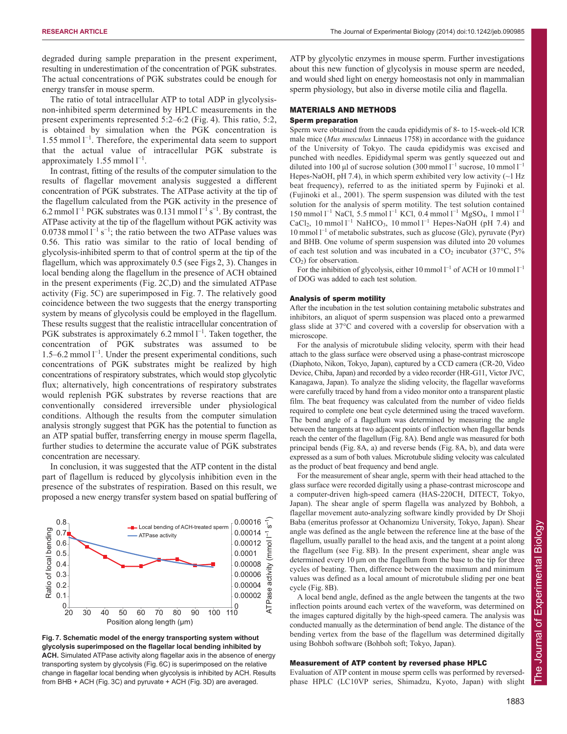degraded during sample preparation in the present experiment, resulting in underestimation of the concentration of PGK substrates. The actual concentrations of PGK substrates could be enough for energy transfer in mouse sperm.

The ratio of total intracellular ATP to total ADP in glycolysis-non-inhibited sperm determined by HPLC measurements in the present experiments represented 5:2–6:2 (Fig. 4). This ratio, 5:2, is obtained by simulation when the PGK concentration is 1.55 mmol $l^{-1}$. Therefore, the experimental data seem to support that the actual value of intracellular PGK substrate is approximately 1.55 mmol $l^{-1}$.

In contrast, fitting of the results of the computer simulation to the results of flagellar movement analysis suggested a different concentration of PGK substrates. The ATPase activity at the tip of the flagellum calculated from the PGK activity in the presence of 6.2 mmol $l^{-1}$ PGK substrates was 0.131 mmol $l^{-1}$ $s^{-1}$. By contrast, the ATPase activity at the tip of the flagellum without PGK activity was 0.0738 mmol $l^{-1}$ $s^{-1}$; the ratio between the two ATPase values was 0.56. This ratio was similar to the ratio of local bending of glycolysis-inhibited sperm to that of control sperm at the tip of the flagellum, which was approximately 0.5 (see Figs 2, 3). Changes in local bending along the flagellum in the presence of ACH obtained in the present experiments (Fig. 2C,D) and the simulated ATPase activity (Fig. 5C) are superimposed in Fig. 7. The relatively good coincidence between the two suggests that the energy transporting system by means of glycolysis could be employed in the flagellum. These results suggest that the realistic intracellular concentration of PGK substrates is approximately 6.2 mmol $l^{-1}$. Taken together, the concentration of PGK substrates was assumed to be 1.5–6.2 mmol $l^{-1}$. Under the present experimental conditions, such concentrations of PGK substrates might be realized by high concentrations of respiratory substrates, which would stop glycolytic flux; alternatively, high concentrations of respiratory substrates would replenish PGK substrates by reverse reactions that are conventionally considered irreversible under physiological conditions. Although the results from the computer simulation analysis strongly suggest that PGK has the potential to function as an ATP spatial buffer, transferring energy in mouse sperm flagella, further studies to determine the accurate value of PGK substrates concentration are necessary.

In conclusion, it was suggested that the ATP content in the distal part of flagellum is reduced by glycolysis inhibition even in the presence of the substrates of respiration. Based on this result, we proposed a new energy transfer system based on spatial buffering of ATP by glycolytic enzymes in mouse sperm. Further investigations about this new function of glycolysis in mouse sperm are needed, and would shed light on energy homeostasis not only in mammalian sperm physiology, but also in diverse motile cilia and flagella.

**Fig. 7. Schematic model of the energy transporting system without glycolysis superimposed on the flagellar local bending inhibited by ACH.** Simulated ATPase activity along flagellar axis in the absence of energy transporting system by glycolysis (Fig. 6C) is superimposed on the relative change in flagellar local bending when glycolysis is inhibited by ACH. Results from BHB + ACH (Fig. 3C) and pyruvate + ACH (Fig. 3D) are averaged.

## MATERIALS AND METHODS

### Sperm preparation

Sperm were obtained from the cauda epididymis of 8- to 15-week-old ICR male mice (*Mus musculus* Linnaeus 1758) in accordance with the guidance of the University of Tokyo. The cauda epididymis was excised and punched with needles. Epididymal sperm was gently squeezed out and diluted into 100 µl of sucrose solution (300 mmol $l^{-1}$ sucrose, 10 mmol $l^{-1}$ Hepes-NaOH, pH 7.4), in which sperm exhibited very low activity (~1 Hz beat frequency), referred to as the initiated sperm by Fujinoki et al. (Fujinoki et al., 2001). The sperm suspension was diluted with the test solution for the analysis of sperm motility. The test solution contained 150 mmol $l^{-1}$ NaCl, 5.5 mmol $l^{-1}$ KCl, 0.4 mmol $l^{-1}$ $MgSO_4$, 1 mmol $l^{-1}$ $CaCl_2$, 10 mmol $l^{-1}$ $NaHCO_3$, 10 mmol $l^{-1}$ Hepes-NaOH (pH 7.4) and 10 mmol $l^{-1}$ of metabolic substrates, such as glucose (Glc), pyruvate (Pyr) and BHB. One volume of sperm suspension was diluted into 20 volumes of each test solution and was incubated in a $CO_2$ incubator (37°C, 5% $CO_2$) for observation.

For the inhibition of glycolysis, either 10 mmol $l^{-1}$ of ACH or 10 mmol $l^{-1}$ of DOG was added to each test solution.

### Analysis of sperm motility

After the incubation in the test solution containing metabolic substrates and inhibitors, an aliquot of sperm suspension was placed onto a prewarmed glass slide at 37°C and covered with a coverslip for observation with a microscope.

For the analysis of microtubule sliding velocity, sperm with their head attach to the glass surface were observed using a phase-contrast microscope (Diaphoto, Nikon, Tokyo, Japan), captured by a CCD camera (CR-20, Video Device, Chiba, Japan) and recorded by a video recorder (HR-G11, Victor JVC, Kanagawa, Japan). To analyze the sliding velocity, the flagellar waveforms were carefully traced by hand from a video monitor onto a transparent plastic film. The beat frequency was calculated from the number of video fields required to complete one beat cycle determined using the traced waveform. The bend angle of a flagellum was determined by measuring the angle between the tangents at two adjacent points of inflection when flagellar bends reach the center of the flagellum (Fig. 8A). Bend angle was measured for both principal bends (Fig. 8A, a) and reverse bends (Fig. 8A, b), and data were expressed as a sum of both values. Microtubule sliding velocity was calculated as the product of beat frequency and bend angle.

For the measurement of shear angle, sperm with their head attached to the glass surface were recorded digitally using a phase-contrast microscope and a computer-driven high-speed camera (HAS-220CH, DITECT, Tokyo, Japan). The shear angle of sperm flagella was analyzed by Bohboh, a flagellar movement auto-analyzing software kindly provided by Dr Shoji Baba (emeritus professor at Ochanomizu University, Tokyo, Japan). Shear angle was defined as the angle between the reference line at the base of the flagellum, usually parallel to the head axis, and the tangent at a point along the flagellum (see Fig. 8B). In the present experiment, shear angle was determined every 10 µm on the flagellum from the base to the tip for three cycles of beating. Then, difference between the maximum and minimum values was defined as a local amount of microtubule sliding per one beat cycle (Fig. 8B).

A local bend angle, defined as the angle between the tangents at the two inflection points around each vertex of the waveform, was determined on the images captured digitally by the high-speed camera. The analysis was conducted manually as the determination of bend angle. The distance of the bending vertex from the base of the flagellum was determined digitally using Bohboh software (Bohboh soft; Tokyo, Japan).

### Measurement of ATP content by reversed phase HPLC

Evaluation of ATP content in mouse sperm cells was performed by reversed-phase HPLC (LC10VP series, Shimadzu, Kyoto, Japan) with slight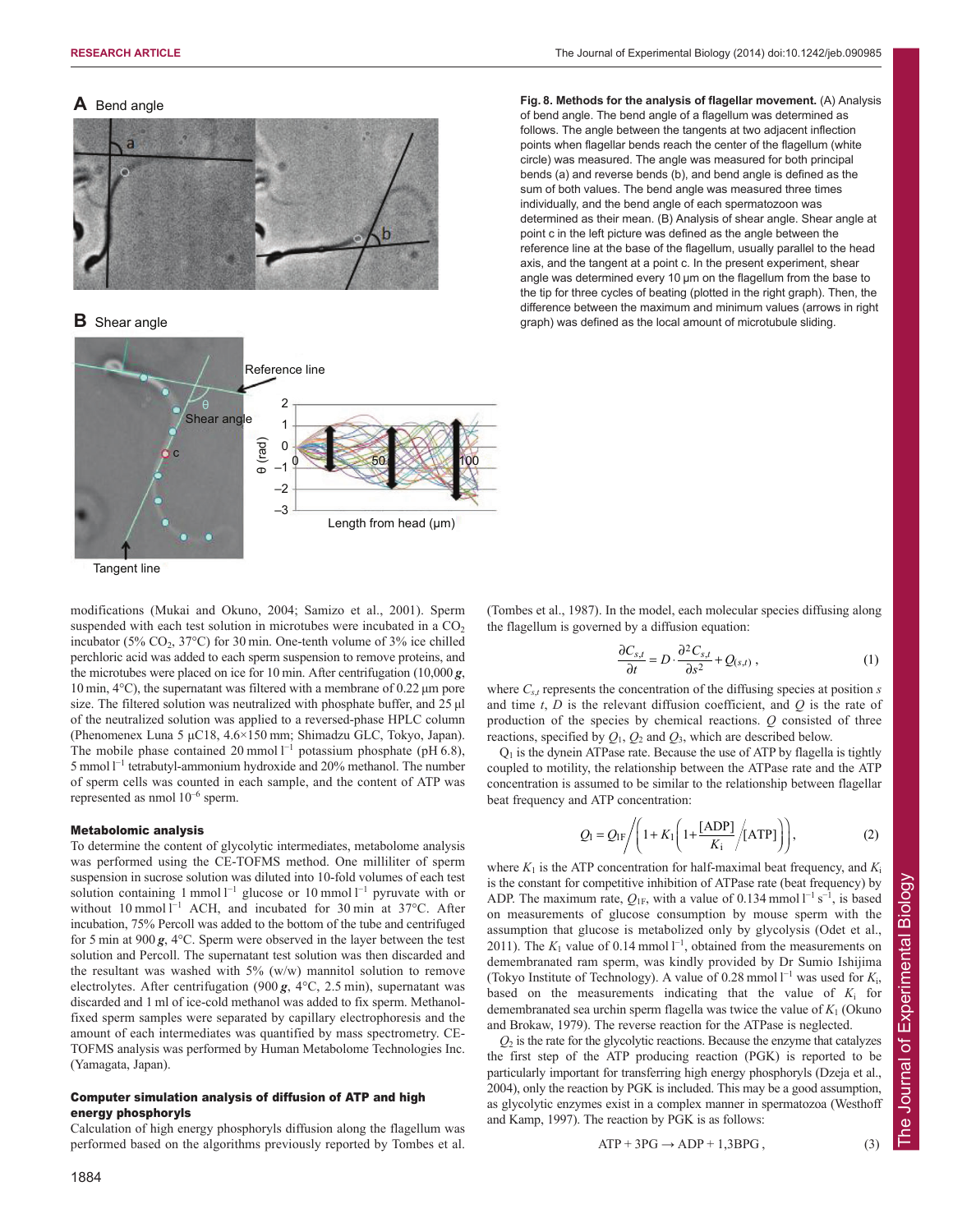**Fig. 8. Methods for the analysis of flagellar movement.** (A) Analysis of bend angle. The bend angle of a flagellum was determined as follows. The angle between the tangents at two adjacent inflection points when flagellar bends reach the center of the flagellum (white circle) was measured. The angle was measured for both principal bends (a) and reverse bends (b), and bend angle is defined as the sum of both values. The bend angle was measured three times individually, and the bend angle of each spermatozoon was determined as their mean. (B) Analysis of shear angle. Shear angle at point c in the left picture was defined as the angle between the reference line at the base of the flagellum, usually parallel to the head axis, and the tangent at a point c. In the present experiment, shear angle was determined every 10 μm on the flagellum from the base to the tip for three cycles of beating (plotted in the right graph). Then, the difference between the maximum and minimum values (arrows in right graph) was defined as the local amount of microtubule sliding.

modifications (Mukai and Okuno, 2004; Samizo et al., 2001). Sperm suspended with each test solution in microtubes were incubated in a $CO_2$ incubator (5% $CO_2$, 37°C) for 30 min. One-tenth volume of 3% ice chilled perchloric acid was added to each sperm suspension to remove proteins, and the microtubes were placed on ice for 10 min. After centrifugation (10,000 $g$, 10 min, 4°C), the supernatant was filtered with a membrane of 0.22 μm pore size. The filtered solution was neutralized with phosphate buffer, and 25 μl of the neutralized solution was applied to a reversed-phase HPLC column (Phenomenex Luna 5 μC18, 4.6×150 mm; Shimadzu GLC, Tokyo, Japan). The mobile phase contained 20 mmol $l^{-1}$ potassium phosphate (pH 6.8), 5 mmol $l^{-1}$ tetrabutyl-ammonium hydroxide and 20% methanol. The number of sperm cells was counted in each sample, and the content of ATP was represented as nmol $10^{-6}$ sperm.

#### Metabolomic analysis

To determine the content of glycolytic intermediates, metabolome analysis was performed using the CE-TOFMS method. One milliliter of sperm suspension in sucrose solution was diluted into 10-fold volumes of each test solution containing 1 mmol $l^{-1}$ glucose or 10 mmol $l^{-1}$ pyruvate with or without 10 mmol $l^{-1}$ ACH, and incubated for 30 min at 37°C. After incubation, 75% Percoll was added to the bottom of the tube and centrifuged for 5 min at 900 $g$, 4°C. Sperm were observed in the layer between the test solution and Percoll. The supernatant test solution was then discarded and the resultant was washed with 5% (w/w) mannitol solution to remove electrolytes. After centrifugation (900 $g$, 4°C, 2.5 min), supernatant was discarded and 1 ml of ice-cold methanol was added to fix sperm. Methanol-fixed sperm samples were separated by capillary electrophoresis and the amount of each intermediates was quantified by mass spectrometry. CE-TOFMS analysis was performed by Human Metabolome Technologies Inc. (Yamagata, Japan).

#### Computer simulation analysis of diffusion of ATP and high energy phosphoryls

Calculation of high energy phosphoryls diffusion along the flagellum was performed based on the algorithms previously reported by Tombes et al. (Tombes et al., 1987). In the model, each molecular species diffusing along the flagellum is governed by a diffusion equation:

$$\frac{\partial C_{s,t}}{\partial t} = D \cdot \frac{\partial^2 C_{s,t}}{\partial s^2} + Q_{(s,t)}\,, \tag{1}$$

where $C_{s,t}$ represents the concentration of the diffusing species at position $s$ and time $t$, $D$ is the relevant diffusion coefficient, and $Q$ is the rate of production of the species by chemical reactions. $Q$ consisted of three reactions, specified by $Q_1$, $Q_2$ and $Q_3$, which are described below.

$Q_1$ is the dynein ATPase rate. Because the use of ATP by flagella is tightly coupled to motility, the relationship between the ATPase rate and the ATP concentration is assumed to be similar to the relationship between flagellar beat frequency and ATP concentration:

$$Q_1 = Q_{1F} \Big/ \left(1 + K_1\left(1 + \frac{[\mathrm{ADP}]}{K_i}\right) \Big/ [\mathrm{ATP}]\right), \tag{2}$$

where $K_1$ is the ATP concentration for half-maximal beat frequency, and $K_i$ is the constant for competitive inhibition of ATPase rate (beat frequency) by ADP. The maximum rate, $Q_{1F}$, with a value of 0.134 mmol $l^{-1}$ $s^{-1}$, is based on measurements of glucose consumption by mouse sperm with the assumption that glucose is metabolized only by glycolysis (Odet et al., 2011). The $K_1$ value of 0.14 mmol $l^{-1}$, obtained from the measurements on demembranated ram sperm, was kindly provided by Dr Sumio Ishijima (Tokyo Institute of Technology). A value of 0.28 mmol $l^{-1}$ was used for $K_i$, based on the measurements indicating that the value of $K_i$ for demembranated sea urchin sperm flagella was twice the value of $K_1$ (Okuno and Brokaw, 1979). The reverse reaction for the ATPase is neglected.

$Q_2$ is the rate for the glycolytic reactions. Because the enzyme that catalyzes the first step of the ATP producing reaction (PGK) is reported to be particularly important for transferring high energy phosphoryls (Dzeja et al., 2004), only the reaction by PGK is included. This may be a good assumption, as glycolytic enzymes exist in a complex manner in spermatozoa (Westhoff and Kamp, 1997). The reaction by PGK is as follows:

$$\mathrm{ATP} + \mathrm{3PG} \rightarrow \mathrm{ADP} + \mathrm{1{,}3BPG}\,, \tag{3}$$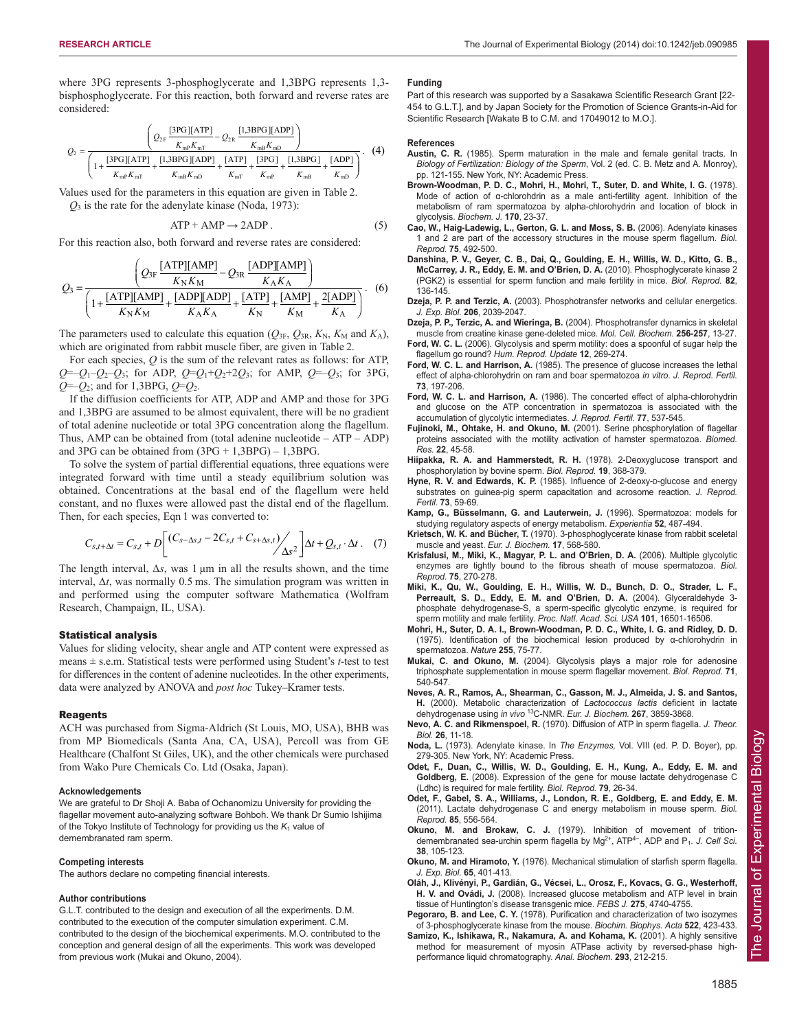where 3PG represents 3-phosphoglycerate and 1,3BPG represents 1,3-bisphosphoglycerate. For this reaction, both forward and reverse rates are considered:

$$Q_2 = \frac{\left(Q_{2F}\dfrac{[\text{3PG}][\text{ATP}]}{K_{\text{mP}}K_{\text{mT}}} - Q_{2R}\dfrac{[\text{1,3BPG}][\text{ADP}]}{K_{\text{mB}}K_{\text{mD}}}\right)}{\left(1+\dfrac{[\text{3PG}][\text{ATP}]}{K_{\text{mP}}K_{\text{mT}}}+\dfrac{[\text{1,3BPG}][\text{ADP}]}{K_{\text{mB}}K_{\text{mD}}}+\dfrac{[\text{ATP}]}{K_{\text{mT}}}+\dfrac{[\text{3PG}]}{K_{\text{mP}}}+\dfrac{[\text{1,3BPG}]}{K_{\text{mB}}}+\dfrac{[\text{ADP}]}{K_{\text{mD}}}\right)}. \quad (4)$$

Values used for the parameters in this equation are given in Table 2.

$Q_3$ is the rate for the adenylate kinase (Noda, 1973):

$$\text{ATP} + \text{AMP} \rightarrow 2\text{ADP}. \quad (5)$$

For this reaction also, both forward and reverse rates are considered:

$$Q_3 = \frac{\left(Q_{3F}\dfrac{[\text{ATP}][\text{AMP}]}{K_{\text{N}}K_{\text{M}}} - Q_{3R}\dfrac{[\text{ADP}][\text{AMP}]}{K_{\text{A}}K_{\text{A}}}\right)}{\left(1+\dfrac{[\text{ATP}][\text{AMP}]}{K_{\text{N}}K_{\text{M}}}+\dfrac{[\text{ADP}][\text{ADP}]}{K_{\text{A}}K_{\text{A}}}+\dfrac{[\text{ATP}]}{K_{\text{N}}}+\dfrac{[\text{AMP}]}{K_{\text{M}}}+\dfrac{2[\text{ADP}]}{K_{\text{A}}}\right)}. \quad (6)$$

The parameters used to calculate this equation ($Q_{3F}$, $Q_{3R}$, $K_N$, $K_M$ and $K_A$), which are originated from rabbit muscle fiber, are given in Table 2.

For each species, $Q$ is the sum of the relevant rates as follows: for ATP, $Q$=–$Q_1$–$Q_2$–$Q_3$; for ADP, $Q$=$Q_1$+$Q_2$+2$Q_3$; for AMP, $Q$=–$Q_3$; for 3PG, $Q$=–$Q_2$; and for 1,3BPG, $Q$=$Q_2$.

If the diffusion coefficients for ATP, ADP and AMP and those for 3PG and 1,3BPG are assumed to be almost equivalent, there will be no gradient of total adenine nucleotide or total 3PG concentration along the flagellum. Thus, AMP can be obtained from (total adenine nucleotide – ATP – ADP) and 3PG can be obtained from (3PG + 1,3BPG) – 1,3BPG.

To solve the system of partial differential equations, three equations were integrated forward with time until a steady equilibrium solution was obtained. Concentrations at the basal end of the flagellum were held constant, and no fluxes were allowed past the distal end of the flagellum. Then, for each species, Eqn 1 was converted to:

$$C_{s,t+\Delta t} = C_{s,t} + D\left[\frac{(C_{s-\Delta s,t} - 2C_{s,t} + C_{s+\Delta s,t})}{\Delta s^2}\right]\Delta t + Q_{s,t}\cdot\Delta t. \quad (7)$$

The length interval, $\Delta s$, was 1 µm in all the results shown, and the time interval, $\Delta t$, was normally 0.5 ms. The simulation program was written in and performed using the computer software Mathematica (Wolfram Research, Champaign, IL, USA).

### Statistical analysis

Values for sliding velocity, shear angle and ATP content were expressed as means ± s.e.m. Statistical tests were performed using Student's *t*-test to test for differences in the content of adenine nucleotides. In the other experiments, data were analyzed by ANOVA and *post hoc* Tukey–Kramer tests.

### Reagents

ACH was purchased from Sigma-Aldrich (St Louis, MO, USA), BHB was from MP Biomedicals (Santa Ana, CA, USA), Percoll was from GE Healthcare (Chalfont St Giles, UK), and the other chemicals were purchased from Wako Pure Chemicals Co. Ltd (Osaka, Japan).

#### Acknowledgements

We are grateful to Dr Shoji A. Baba of Ochanomizu University for providing the flagellar movement auto-analyzing software Bohboh. We thank Dr Sumio Ishijima of the Tokyo Institute of Technology for providing us the $K_1$ value of demembranated ram sperm.

#### Competing interests

The authors declare no competing financial interests.

#### Author contributions

G.L.T. contributed to the design and execution of all the experiments. D.M. contributed to the execution of the computer simulation experiment. C.M. contributed to the design of the biochemical experiments. M.O. contributed to the conception and general design of all the experiments. This work was developed from previous work (Mukai and Okuno, 2004).

#### Funding

Part of this research was supported by a Sasakawa Scientific Research Grant [22-454 to G.L.T.], and by Japan Society for the Promotion of Science Grants-in-Aid for Scientific Research [Wakate B to C.M. and 17049012 to M.O.].

#### References

**Austin, C. R.** (1985). Sperm maturation in the male and female genital tracts. In *Biology of Fertilization: Biology of the Sperm*, Vol. 2 (ed. C. B. Metz and A. Monroy), pp. 121-155. New York, NY: Academic Press.

**Brown-Woodman, P. D. C., Mohri, H., Mohri, T., Suter, D. and White, I. G.** (1978). Mode of action of α-chlorohydrin as a male anti-fertility agent. Inhibition of the metabolism of ram spermatozoa by alpha-chlorohydrin and location of block in glycolysis. *Biochem. J.* **170**, 23-37.

**Cao, W., Haig-Ladewig, L., Gerton, G. L. and Moss, S. B.** (2006). Adenylate kinases 1 and 2 are part of the accessory structures in the mouse sperm flagellum. *Biol. Reprod.* **75**, 492-500.

**Danshina, P. V., Geyer, C. B., Dai, Q., Goulding, E. H., Willis, W. D., Kitto, G. B., McCarrey, J. R., Eddy, E. M. and O'Brien, D. A.** (2010). Phosphoglycerate kinase 2 (PGK2) is essential for sperm function and male fertility in mice. *Biol. Reprod.* **82**, 136-145.

**Dzeja, P. P. and Terzic, A.** (2003). Phosphotransfer networks and cellular energetics. *J. Exp. Biol.* **206**, 2039-2047.

**Dzeja, P. P., Terzic, A. and Wieringa, B.** (2004). Phosphotransfer dynamics in skeletal muscle from creatine kinase gene-deleted mice. *Mol. Cell. Biochem.* **256-257**, 13-27.

**Ford, W. C. L.** (2006). Glycolysis and sperm motility: does a spoonful of sugar help the flagellum go round? *Hum. Reprod. Update* **12**, 269-274.

**Ford, W. C. L. and Harrison, A.** (1985). The presence of glucose increases the lethal effect of alpha-chlorohydrin on ram and boar spermatozoa *in vitro*. *J. Reprod. Fertil.* **73**, 197-206.

**Ford, W. C. L. and Harrison, A.** (1986). The concerted effect of alpha-chlorohydrin and glucose on the ATP concentration in spermatozoa is associated with the accumulation of glycolytic intermediates. *J. Reprod. Fertil.* **77**, 537-545.

**Fujinoki, M., Ohtake, H. and Okuno, M.** (2001). Serine phosphorylation of flagellar proteins associated with the motility activation of hamster spermatozoa. *Biomed. Res.* **22**, 45-58.

**Hiipakka, R. A. and Hammerstedt, R. H.** (1978). 2-Deoxyglucose transport and phosphorylation by bovine sperm. *Biol. Reprod.* **19**, 368-379.

**Hyne, R. V. and Edwards, K. P.** (1985). Influence of 2-deoxy-D-glucose and energy substrates on guinea-pig sperm capacitation and acrosome reaction. *J. Reprod. Fertil.* **73**, 59-69.

**Kamp, G., Büsselmann, G. and Lauterwein, J.** (1996). Spermatozoa: models for studying regulatory aspects of energy metabolism. *Experientia* **52**, 487-494.

**Krietsch, W. K. and Bücher, T.** (1970). 3-phosphoglycerate kinase from rabbit sceletal muscle and yeast. *Eur. J. Biochem.* **17**, 568-580.

**Krisfalusi, M., Miki, K., Magyar, P. L. and O'Brien, D. A.** (2006). Multiple glycolytic enzymes are tightly bound to the fibrous sheath of mouse spermatozoa. *Biol. Reprod.* **75**, 270-278.

**Miki, K., Qu, W., Goulding, E. H., Willis, W. D., Bunch, D. O., Strader, L. F., Perreault, S. D., Eddy, E. M. and O'Brien, D. A.** (2004). Glyceraldehyde 3-phosphate dehydrogenase-S, a sperm-specific glycolytic enzyme, is required for sperm motility and male fertility. *Proc. Natl. Acad. Sci. USA* **101**, 16501-16506.

**Mohri, H., Suter, D. A. I., Brown-Woodman, P. D. C., White, I. G. and Ridley, D. D.** (1975). Identification of the biochemical lesion produced by α-chlorohydrin in spermatozoa. *Nature* **255**, 75-77.

**Mukai, C. and Okuno, M.** (2004). Glycolysis plays a major role for adenosine triphosphate supplementation in mouse sperm flagellar movement. *Biol. Reprod.* **71**, 540-547.

**Neves, A. R., Ramos, A., Shearman, C., Gasson, M. J., Almeida, J. S. and Santos, H.** (2000). Metabolic characterization of *Lactococcus lactis* deficient in lactate dehydrogenase using *in vivo* $^{13}$C-NMR. *Eur. J. Biochem.* **267**, 3859-3868.

**Nevo, A. C. and Rikmenspoel, R.** (1970). Diffusion of ATP in sperm flagella. *J. Theor. Biol.* **26**, 11-18.

**Noda, L.** (1973). Adenylate kinase. In *The Enzymes*, Vol. VIII (ed. P. D. Boyer), pp. 279-305. New York, NY: Academic Press.

**Odet, F., Duan, C., Willis, W. D., Goulding, E. H., Kung, A., Eddy, E. M. and Goldberg, E.** (2008). Expression of the gene for mouse lactate dehydrogenase C (Ldhc) is required for male fertility. *Biol. Reprod.* **79**, 26-34.

**Odet, F., Gabel, S. A., Williams, J., London, R. E., Goldberg, E. and Eddy, E. M.** (2011). Lactate dehydrogenase C and energy metabolism in mouse sperm. *Biol. Reprod.* **85**, 556-564.

**Okuno, M. and Brokaw, C. J.** (1979). Inhibition of movement of triton-demembranated sea-urchin sperm flagella by $Mg^{2+}$, $ATP^{4-}$, ADP and $P_1$. *J. Cell Sci.* **38**, 105-123.

**Okuno, M. and Hiramoto, Y.** (1976). Mechanical stimulation of starfish sperm flagella. *J. Exp. Biol.* **65**, 401-413.

**Oláh, J., Klivényi, P., Gardián, G., Vécsei, L., Orosz, F., Kovacs, G. G., Westerhoff, H. V. and Ovádi, J.** (2008). Increased glucose metabolism and ATP level in brain tissue of Huntington's disease transgenic mice. *FEBS J.* **275**, 4740-4755.

**Pegoraro, B. and Lee, C. Y.** (1978). Purification and characterization of two isozymes of 3-phosphoglycerate kinase from the mouse. *Biochim. Biophys. Acta* **522**, 423-433.

**Samizo, K., Ishikawa, R., Nakamura, A. and Kohama, K.** (2001). A highly sensitive method for measurement of myosin ATPase activity by reversed-phase high-performance liquid chromatography. *Anal. Biochem.* **293**, 212-215.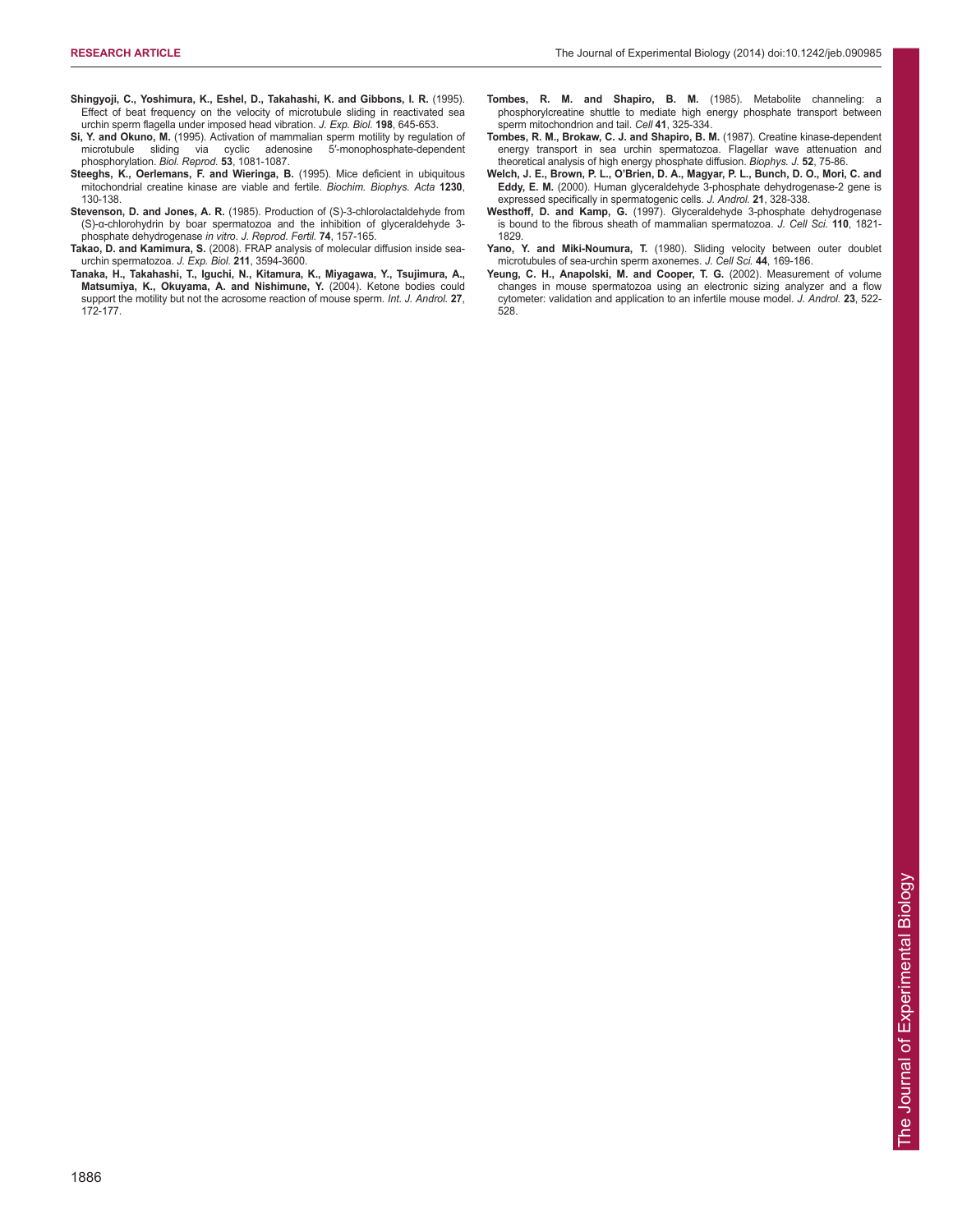**Shingyoji, C., Yoshimura, K., Eshel, D., Takahashi, K. and Gibbons, I. R.** (1995). Effect of beat frequency on the velocity of microtubule sliding in reactivated sea urchin sperm flagella under imposed head vibration. *J. Exp. Biol.* **198**, 645-653.

**Si, Y. and Okuno, M.** (1995). Activation of mammalian sperm motility by regulation of microtubule sliding via cyclic adenosine 5′-monophosphate-dependent phosphorylation. *Biol. Reprod.* **53**, 1081-1087.

**Steeghs, K., Oerlemans, F. and Wieringa, B.** (1995). Mice deficient in ubiquitous mitochondrial creatine kinase are viable and fertile. *Biochim. Biophys. Acta* **1230**, 130-138.

**Stevenson, D. and Jones, A. R.** (1985). Production of (S)-3-chlorolactaldehyde from (S)-α-chlorohydrin by boar spermatozoa and the inhibition of glyceraldehyde 3-phosphate dehydrogenase *in vitro*. *J. Reprod. Fertil.* **74**, 157-165.

**Takao, D. and Kamimura, S.** (2008). FRAP analysis of molecular diffusion inside sea-urchin spermatozoa. *J. Exp. Biol.* **211**, 3594-3600.

**Tanaka, H., Takahashi, T., Iguchi, N., Kitamura, K., Miyagawa, Y., Tsujimura, A., Matsumiya, K., Okuyama, A. and Nishimune, Y.** (2004). Ketone bodies could support the motility but not the acrosome reaction of mouse sperm. *Int. J. Androl.* **27**, 172-177.

**Tombes, R. M. and Shapiro, B. M.** (1985). Metabolite channeling: a phosphorylcreatine shuttle to mediate high energy phosphate transport between sperm mitochondrion and tail. *Cell* **41**, 325-334.

**Tombes, R. M., Brokaw, C. J. and Shapiro, B. M.** (1987). Creatine kinase-dependent energy transport in sea urchin spermatozoa. Flagellar wave attenuation and theoretical analysis of high energy phosphate diffusion. *Biophys. J.* **52**, 75-86.

**Welch, J. E., Brown, P. L., O'Brien, D. A., Magyar, P. L., Bunch, D. O., Mori, C. and Eddy, E. M.** (2000). Human glyceraldehyde 3-phosphate dehydrogenase-2 gene is expressed specifically in spermatogenic cells. *J. Androl.* **21**, 328-338.

**Westhoff, D. and Kamp, G.** (1997). Glyceraldehyde 3-phosphate dehydrogenase is bound to the fibrous sheath of mammalian spermatozoa. *J. Cell Sci.* **110**, 1821-1829.

**Yano, Y. and Miki-Noumura, T.** (1980). Sliding velocity between outer doublet microtubules of sea-urchin sperm axonemes. *J. Cell Sci.* **44**, 169-186.

**Yeung, C. H., Anapolski, M. and Cooper, T. G.** (2002). Measurement of volume changes in mouse spermatozoa using an electronic sizing analyzer and a flow cytometer: validation and application to an infertile mouse model. *J. Androl.* **23**, 522-528.